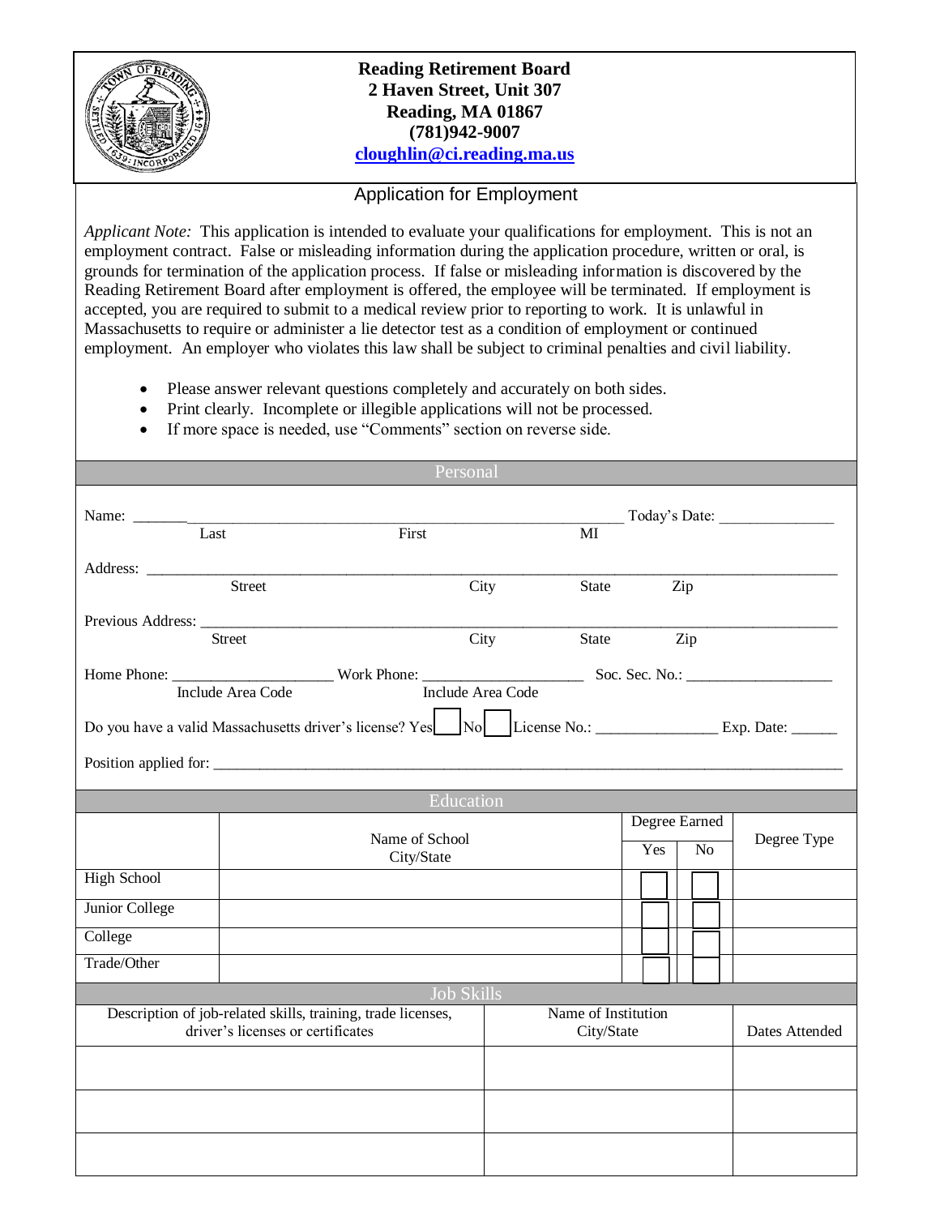**Reading Retirement Board**
**2 Haven Street, Unit 307**
**Reading, MA 01867**
**(781)942-9007**
**cloughlin@ci.reading.ma.us**

## Application for Employment

*Applicant Note:* This application is intended to evaluate your qualifications for employment. This is not an employment contract. False or misleading information during the application procedure, written or oral, is grounds for termination of the application process. If false or misleading information is discovered by the Reading Retirement Board after employment is offered, the employee will be terminated. If employment is accepted, you are required to submit to a medical review prior to reporting to work. It is unlawful in Massachusetts to require or administer a lie detector test as a condition of employment or continued employment. An employer who violates this law shall be subject to criminal penalties and civil liability.

- Please answer relevant questions completely and accurately on both sides.
- Print clearly. Incomplete or illegible applications will not be processed.
- If more space is needed, use "Comments" section on reverse side.

### Personal

Name: ______________________________________________ Today's Date: ______________
Last First MI

Address: ____________________________________________________________
Street City State Zip

Previous Address: _____________________________________________________
Street City State Zip

Home Phone: __________________ Work Phone: __________________ Soc. Sec. No.: __________________
Include Area Code Include Area Code

Do you have a valid Massachusetts driver's license? Yes ☐ No ☐ License No.: ______________ Exp. Date: ______

Position applied for: ____________________________________________________________

### Education

| | Name of School City/State | Degree Earned | | Degree Type |
|---|---|---|---|---|
| | | Yes | No | |
| High School | | ☐ | ☐ | |
| Junior College | | ☐ | ☐ | |
| College | | ☐ | ☐ | |
| Trade/Other | | ☐ | ☐ | |

### Job Skills

| Description of job-related skills, training, trade licenses, driver's licenses or certificates | Name of Institution City/State | Dates Attended |
|---|---|---|
| | | |
| | | |
| | | |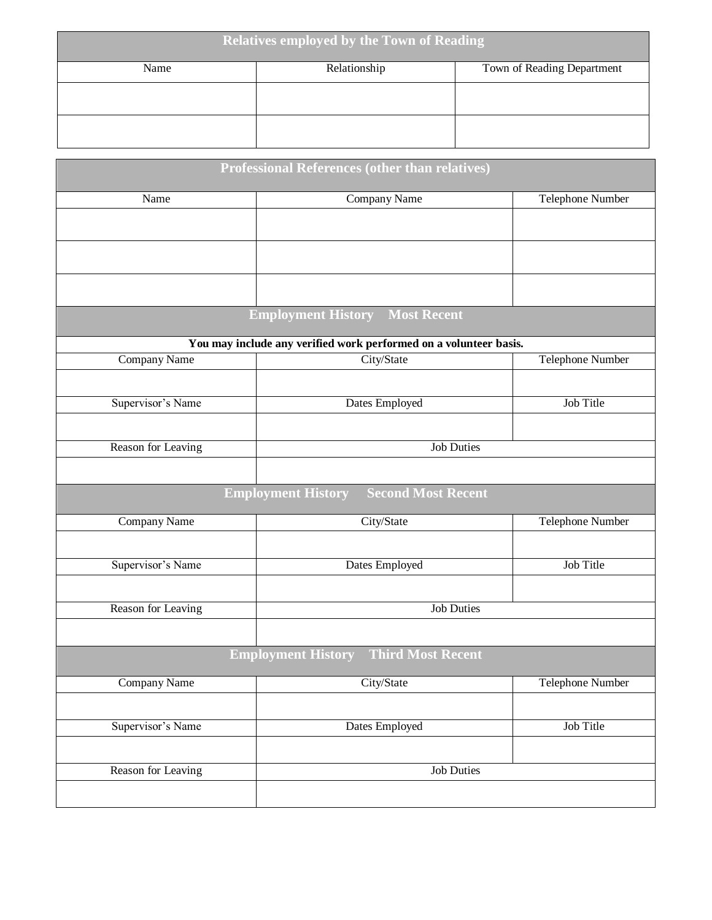| Relatives employed by the Town of Reading | | |
|---|---|---|
| Name | Relationship | Town of Reading Department |
| | | |
| | | |

| Professional References (other than relatives) | | |
|---|---|---|
| Name | Company Name | Telephone Number |
| | | |
| | | |
| | | |

| Employment History Most Recent | | |
|---|---|---|
| **You may include any verified work performed on a volunteer basis.** | | |
| Company Name | City/State | Telephone Number |
| | | |
| Supervisor's Name | Dates Employed | Job Title |
| | | |
| Reason for Leaving | Job Duties | |
| | | |

| Employment History Second Most Recent | | |
|---|---|---|
| Company Name | City/State | Telephone Number |
| | | |
| Supervisor's Name | Dates Employed | Job Title |
| | | |
| Reason for Leaving | Job Duties | |
| | | |

| Employment History Third Most Recent | | |
|---|---|---|
| Company Name | City/State | Telephone Number |
| | | |
| Supervisor's Name | Dates Employed | Job Title |
| | | |
| Reason for Leaving | Job Duties | |
| | | |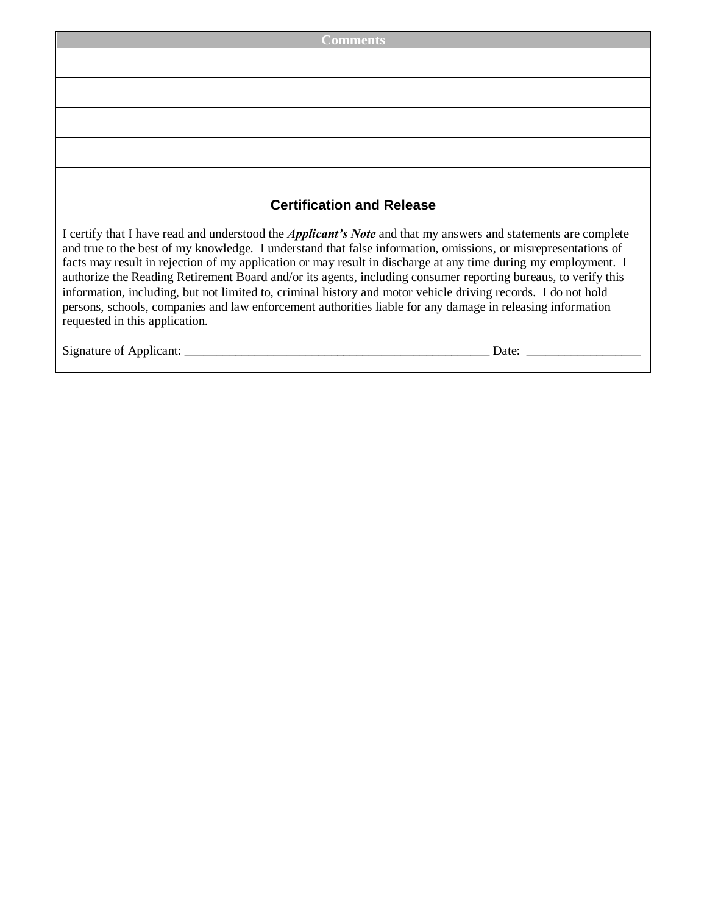| Comments |
| --- |
| |
| |
| |
| |
| |

## Certification and Release

I certify that I have read and understood the ***Applicant's Note*** and that my answers and statements are complete and true to the best of my knowledge. I understand that false information, omissions, or misrepresentations of facts may result in rejection of my application or may result in discharge at any time during my employment. I authorize the Reading Retirement Board and/or its agents, including consumer reporting bureaus, to verify this information, including, but not limited to, criminal history and motor vehicle driving records. I do not hold persons, schools, companies and law enforcement authorities liable for any damage in releasing information requested in this application.

Signature of Applicant: ________________________________________________Date:__________________